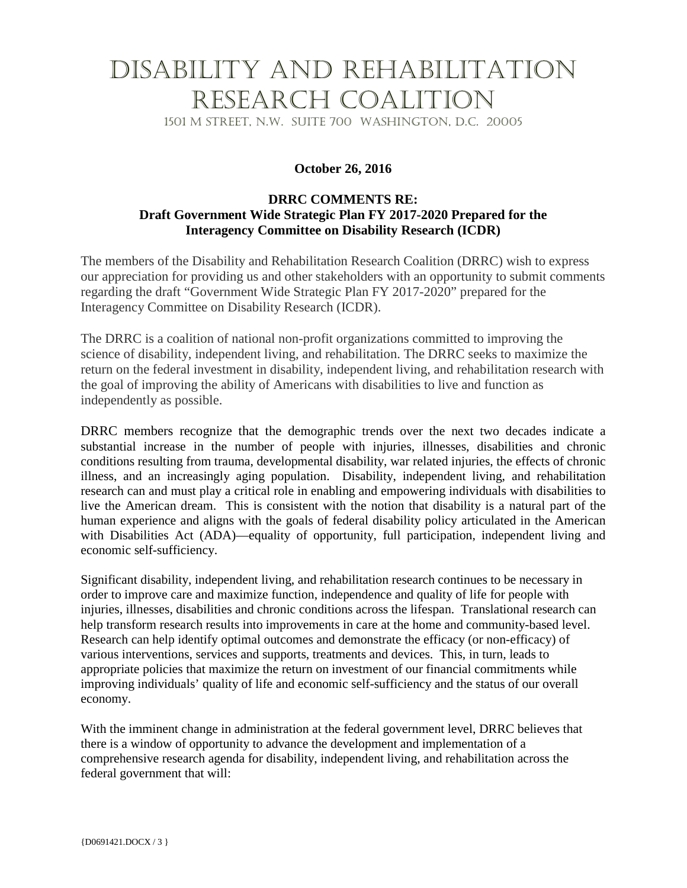# DISABILITY AND REHABILITATION RESEARCH COALITION

1501 M STREET, N.W. SUITE 700 WASHINGTON, D.C. 20005

**October 26, 2016**

**DRRC COMMENTS RE:**
**Draft Government Wide Strategic Plan FY 2017-2020 Prepared for the Interagency Committee on Disability Research (ICDR)**

The members of the Disability and Rehabilitation Research Coalition (DRRC) wish to express our appreciation for providing us and other stakeholders with an opportunity to submit comments regarding the draft "Government Wide Strategic Plan FY 2017-2020" prepared for the Interagency Committee on Disability Research (ICDR).

The DRRC is a coalition of national non-profit organizations committed to improving the science of disability, independent living, and rehabilitation. The DRRC seeks to maximize the return on the federal investment in disability, independent living, and rehabilitation research with the goal of improving the ability of Americans with disabilities to live and function as independently as possible.

DRRC members recognize that the demographic trends over the next two decades indicate a substantial increase in the number of people with injuries, illnesses, disabilities and chronic conditions resulting from trauma, developmental disability, war related injuries, the effects of chronic illness, and an increasingly aging population. Disability, independent living, and rehabilitation research can and must play a critical role in enabling and empowering individuals with disabilities to live the American dream. This is consistent with the notion that disability is a natural part of the human experience and aligns with the goals of federal disability policy articulated in the American with Disabilities Act (ADA)—equality of opportunity, full participation, independent living and economic self-sufficiency.

Significant disability, independent living, and rehabilitation research continues to be necessary in order to improve care and maximize function, independence and quality of life for people with injuries, illnesses, disabilities and chronic conditions across the lifespan. Translational research can help transform research results into improvements in care at the home and community-based level. Research can help identify optimal outcomes and demonstrate the efficacy (or non-efficacy) of various interventions, services and supports, treatments and devices. This, in turn, leads to appropriate policies that maximize the return on investment of our financial commitments while improving individuals' quality of life and economic self-sufficiency and the status of our overall economy.

With the imminent change in administration at the federal government level, DRRC believes that there is a window of opportunity to advance the development and implementation of a comprehensive research agenda for disability, independent living, and rehabilitation across the federal government that will: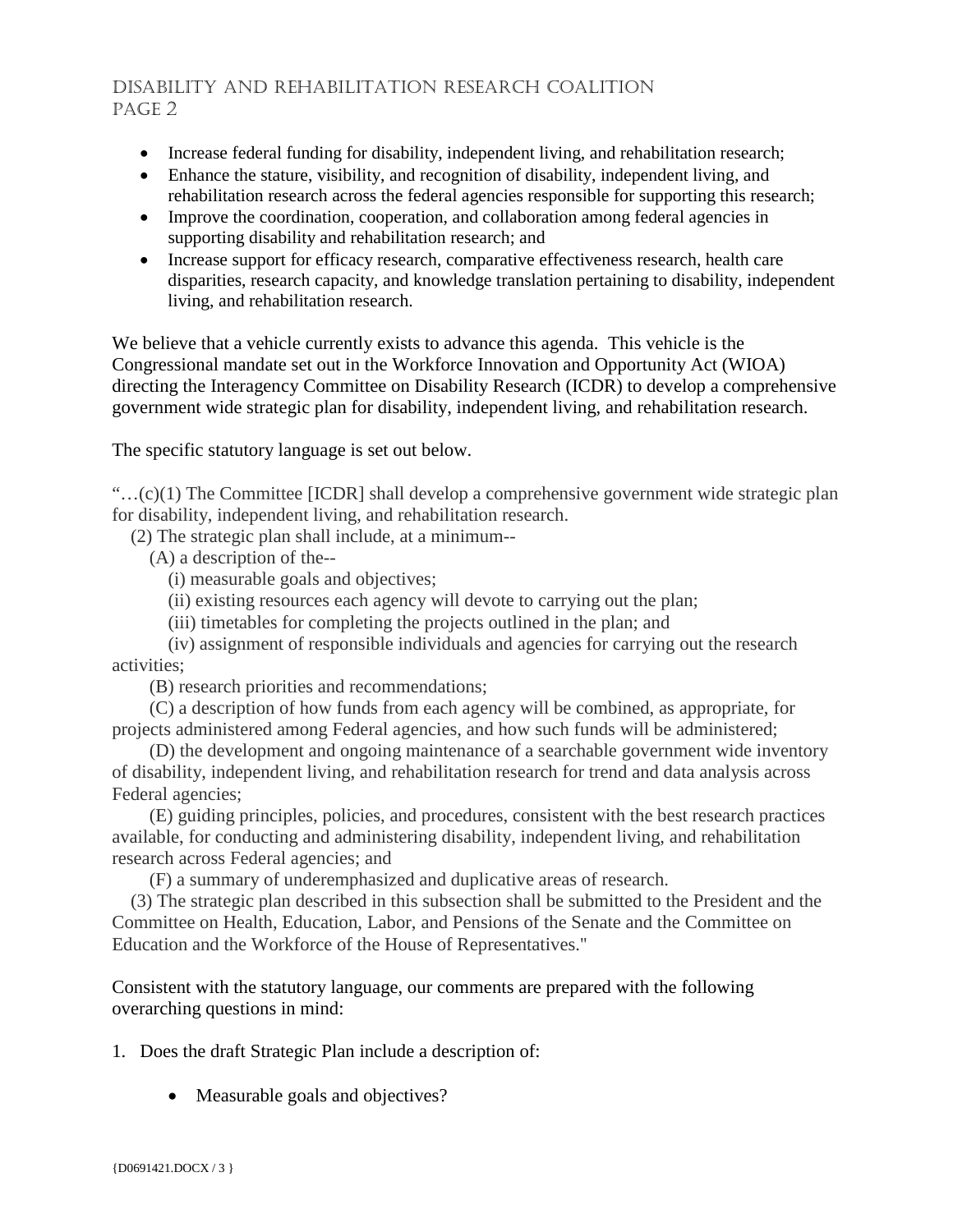- Increase federal funding for disability, independent living, and rehabilitation research;
- Enhance the stature, visibility, and recognition of disability, independent living, and rehabilitation research across the federal agencies responsible for supporting this research;
- Improve the coordination, cooperation, and collaboration among federal agencies in supporting disability and rehabilitation research; and
- Increase support for efficacy research, comparative effectiveness research, health care disparities, research capacity, and knowledge translation pertaining to disability, independent living, and rehabilitation research.

We believe that a vehicle currently exists to advance this agenda. This vehicle is the Congressional mandate set out in the Workforce Innovation and Opportunity Act (WIOA) directing the Interagency Committee on Disability Research (ICDR) to develop a comprehensive government wide strategic plan for disability, independent living, and rehabilitation research.

The specific statutory language is set out below.

"…(c)(1) The Committee [ICDR] shall develop a comprehensive government wide strategic plan for disability, independent living, and rehabilitation research.

(2) The strategic plan shall include, at a minimum--

(A) a description of the--

(i) measurable goals and objectives;

(ii) existing resources each agency will devote to carrying out the plan;

(iii) timetables for completing the projects outlined in the plan; and

(iv) assignment of responsible individuals and agencies for carrying out the research activities;

(B) research priorities and recommendations;

(C) a description of how funds from each agency will be combined, as appropriate, for projects administered among Federal agencies, and how such funds will be administered;

(D) the development and ongoing maintenance of a searchable government wide inventory of disability, independent living, and rehabilitation research for trend and data analysis across Federal agencies;

(E) guiding principles, policies, and procedures, consistent with the best research practices available, for conducting and administering disability, independent living, and rehabilitation research across Federal agencies; and

(F) a summary of underemphasized and duplicative areas of research.

(3) The strategic plan described in this subsection shall be submitted to the President and the Committee on Health, Education, Labor, and Pensions of the Senate and the Committee on Education and the Workforce of the House of Representatives."

Consistent with the statutory language, our comments are prepared with the following overarching questions in mind:

1. Does the draft Strategic Plan include a description of:

    - Measurable goals and objectives?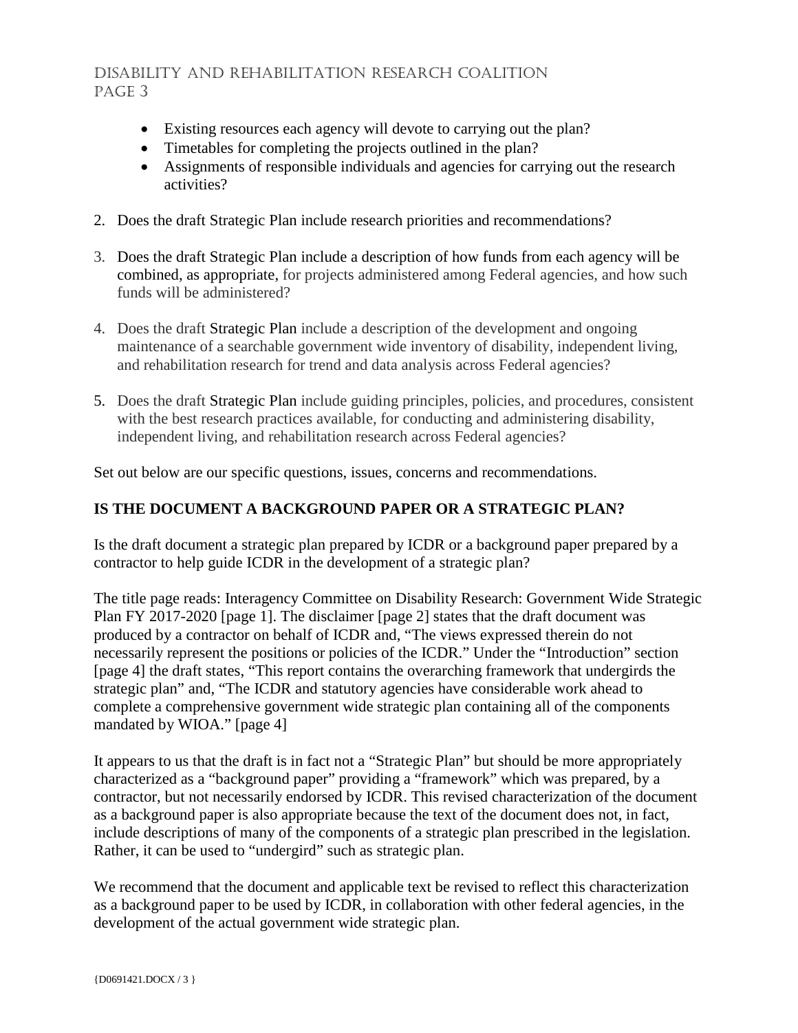- Existing resources each agency will devote to carrying out the plan?
- Timetables for completing the projects outlined in the plan?
- Assignments of responsible individuals and agencies for carrying out the research activities?

2. Does the draft Strategic Plan include research priorities and recommendations?

3. Does the draft Strategic Plan include a description of how funds from each agency will be combined, as appropriate, for projects administered among Federal agencies, and how such funds will be administered?

4. Does the draft Strategic Plan include a description of the development and ongoing maintenance of a searchable government wide inventory of disability, independent living, and rehabilitation research for trend and data analysis across Federal agencies?

5. Does the draft Strategic Plan include guiding principles, policies, and procedures, consistent with the best research practices available, for conducting and administering disability, independent living, and rehabilitation research across Federal agencies?

Set out below are our specific questions, issues, concerns and recommendations.

**IS THE DOCUMENT A BACKGROUND PAPER OR A STRATEGIC PLAN?**

Is the draft document a strategic plan prepared by ICDR or a background paper prepared by a contractor to help guide ICDR in the development of a strategic plan?

The title page reads: Interagency Committee on Disability Research: Government Wide Strategic Plan FY 2017-2020 [page 1]. The disclaimer [page 2] states that the draft document was produced by a contractor on behalf of ICDR and, "The views expressed therein do not necessarily represent the positions or policies of the ICDR." Under the "Introduction" section [page 4] the draft states, "This report contains the overarching framework that undergirds the strategic plan" and, "The ICDR and statutory agencies have considerable work ahead to complete a comprehensive government wide strategic plan containing all of the components mandated by WIOA." [page 4]

It appears to us that the draft is in fact not a "Strategic Plan" but should be more appropriately characterized as a "background paper" providing a "framework" which was prepared, by a contractor, but not necessarily endorsed by ICDR. This revised characterization of the document as a background paper is also appropriate because the text of the document does not, in fact, include descriptions of many of the components of a strategic plan prescribed in the legislation. Rather, it can be used to "undergird" such as strategic plan.

We recommend that the document and applicable text be revised to reflect this characterization as a background paper to be used by ICDR, in collaboration with other federal agencies, in the development of the actual government wide strategic plan.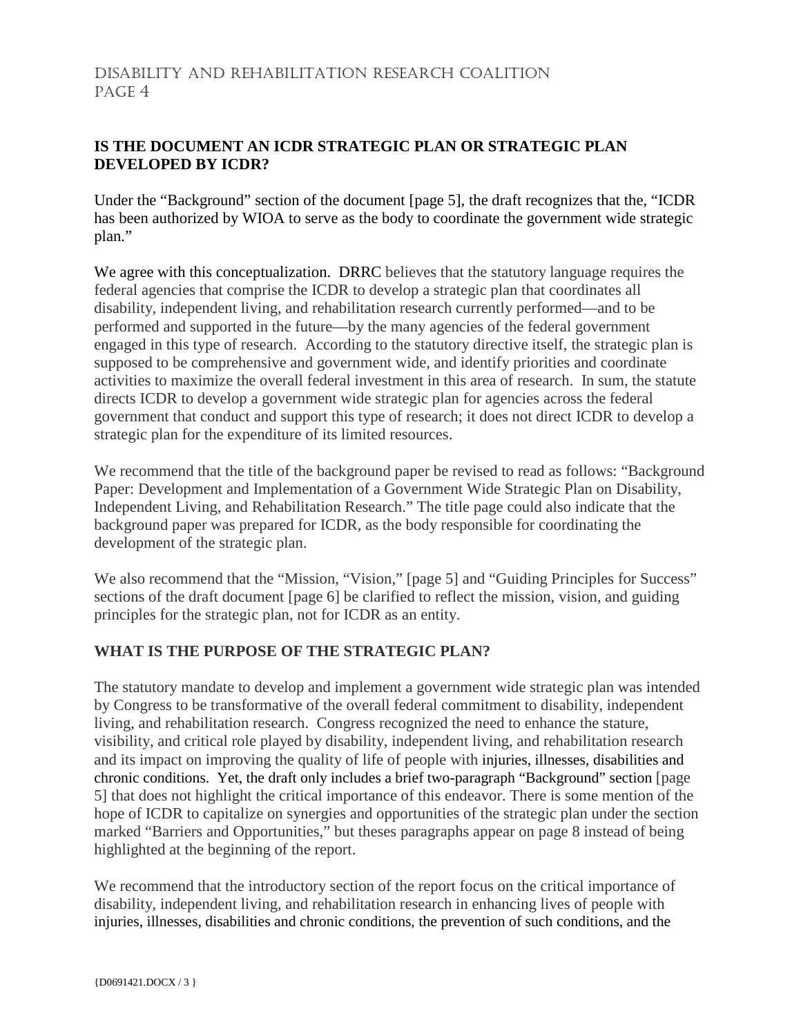**IS THE DOCUMENT AN ICDR STRATEGIC PLAN OR STRATEGIC PLAN DEVELOPED BY ICDR?**

Under the "Background" section of the document [page 5], the draft recognizes that the, "ICDR has been authorized by WIOA to serve as the body to coordinate the government wide strategic plan."

We agree with this conceptualization. DRRC believes that the statutory language requires the federal agencies that comprise the ICDR to develop a strategic plan that coordinates all disability, independent living, and rehabilitation research currently performed—and to be performed and supported in the future—by the many agencies of the federal government engaged in this type of research. According to the statutory directive itself, the strategic plan is supposed to be comprehensive and government wide, and identify priorities and coordinate activities to maximize the overall federal investment in this area of research. In sum, the statute directs ICDR to develop a government wide strategic plan for agencies across the federal government that conduct and support this type of research; it does not direct ICDR to develop a strategic plan for the expenditure of its limited resources.

We recommend that the title of the background paper be revised to read as follows: "Background Paper: Development and Implementation of a Government Wide Strategic Plan on Disability, Independent Living, and Rehabilitation Research." The title page could also indicate that the background paper was prepared for ICDR, as the body responsible for coordinating the development of the strategic plan.

We also recommend that the "Mission, "Vision," [page 5] and "Guiding Principles for Success" sections of the draft document [page 6] be clarified to reflect the mission, vision, and guiding principles for the strategic plan, not for ICDR as an entity.

**WHAT IS THE PURPOSE OF THE STRATEGIC PLAN?**

The statutory mandate to develop and implement a government wide strategic plan was intended by Congress to be transformative of the overall federal commitment to disability, independent living, and rehabilitation research. Congress recognized the need to enhance the stature, visibility, and critical role played by disability, independent living, and rehabilitation research and its impact on improving the quality of life of people with injuries, illnesses, disabilities and chronic conditions. Yet, the draft only includes a brief two-paragraph "Background" section [page 5] that does not highlight the critical importance of this endeavor. There is some mention of the hope of ICDR to capitalize on synergies and opportunities of the strategic plan under the section marked "Barriers and Opportunities," but theses paragraphs appear on page 8 instead of being highlighted at the beginning of the report.

We recommend that the introductory section of the report focus on the critical importance of disability, independent living, and rehabilitation research in enhancing lives of people with injuries, illnesses, disabilities and chronic conditions, the prevention of such conditions, and the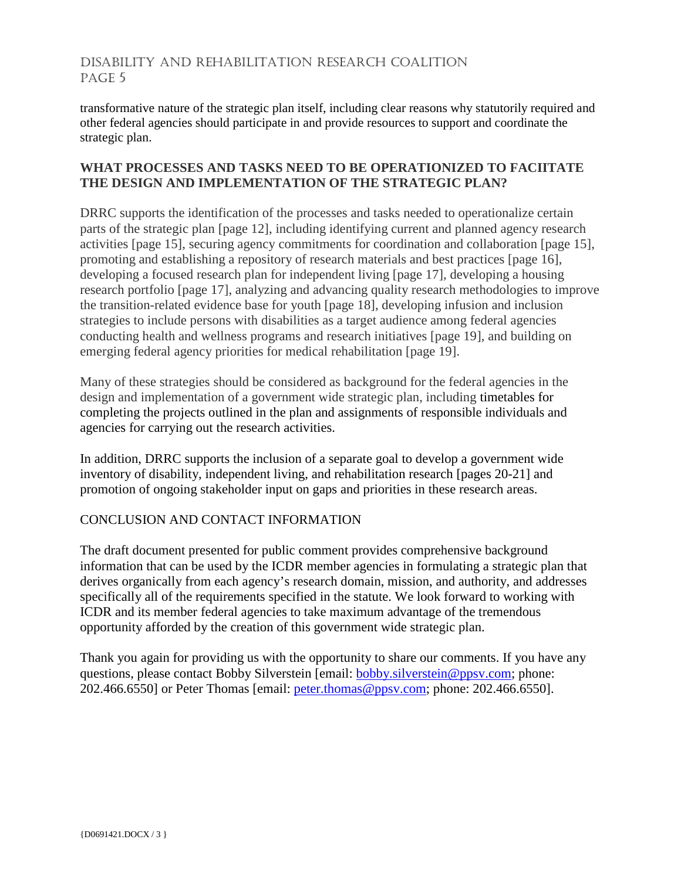transformative nature of the strategic plan itself, including clear reasons why statutorily required and other federal agencies should participate in and provide resources to support and coordinate the strategic plan.

## WHAT PROCESSES AND TASKS NEED TO BE OPERATIONIZED TO FACIITATE THE DESIGN AND IMPLEMENTATION OF THE STRATEGIC PLAN?

DRRC supports the identification of the processes and tasks needed to operationalize certain parts of the strategic plan [page 12], including identifying current and planned agency research activities [page 15], securing agency commitments for coordination and collaboration [page 15], promoting and establishing a repository of research materials and best practices [page 16], developing a focused research plan for independent living [page 17], developing a housing research portfolio [page 17], analyzing and advancing quality research methodologies to improve the transition-related evidence base for youth [page 18], developing infusion and inclusion strategies to include persons with disabilities as a target audience among federal agencies conducting health and wellness programs and research initiatives [page 19], and building on emerging federal agency priorities for medical rehabilitation [page 19].

Many of these strategies should be considered as background for the federal agencies in the design and implementation of a government wide strategic plan, including timetables for completing the projects outlined in the plan and assignments of responsible individuals and agencies for carrying out the research activities.

In addition, DRRC supports the inclusion of a separate goal to develop a government wide inventory of disability, independent living, and rehabilitation research [pages 20-21] and promotion of ongoing stakeholder input on gaps and priorities in these research areas.

## CONCLUSION AND CONTACT INFORMATION

The draft document presented for public comment provides comprehensive background information that can be used by the ICDR member agencies in formulating a strategic plan that derives organically from each agency's research domain, mission, and authority, and addresses specifically all of the requirements specified in the statute. We look forward to working with ICDR and its member federal agencies to take maximum advantage of the tremendous opportunity afforded by the creation of this government wide strategic plan.

Thank you again for providing us with the opportunity to share our comments. If you have any questions, please contact Bobby Silverstein [email: bobby.silverstein@ppsv.com; phone: 202.466.6550] or Peter Thomas [email: peter.thomas@ppsv.com; phone: 202.466.6550].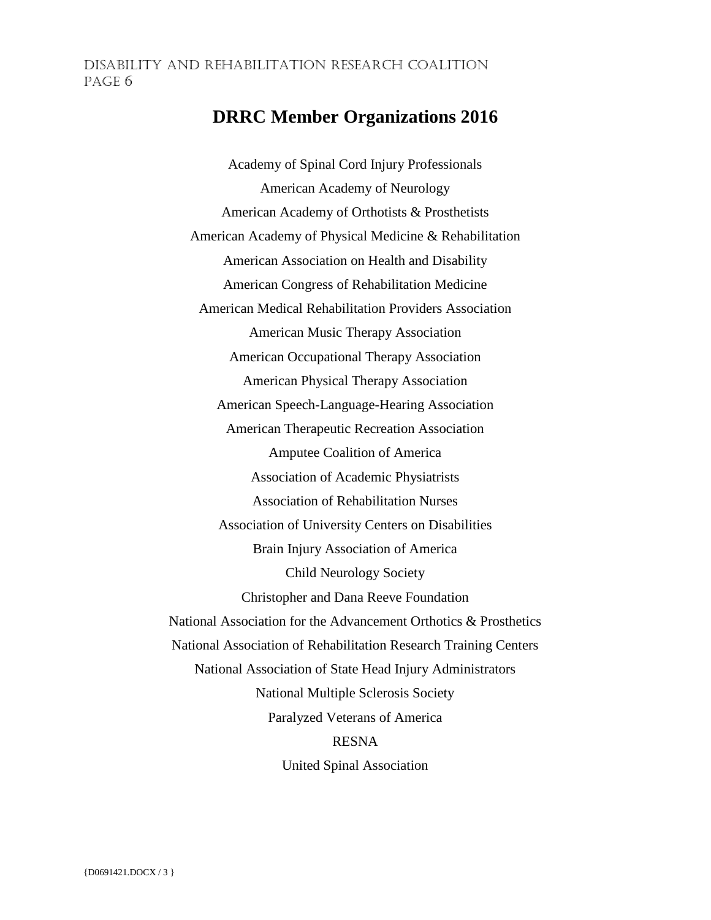# DRRC Member Organizations 2016

Academy of Spinal Cord Injury Professionals

American Academy of Neurology

American Academy of Orthotists & Prosthetists

American Academy of Physical Medicine & Rehabilitation

American Association on Health and Disability

American Congress of Rehabilitation Medicine

American Medical Rehabilitation Providers Association

American Music Therapy Association

American Occupational Therapy Association

American Physical Therapy Association

American Speech-Language-Hearing Association

American Therapeutic Recreation Association

Amputee Coalition of America

Association of Academic Physiatrists

Association of Rehabilitation Nurses

Association of University Centers on Disabilities

Brain Injury Association of America

Child Neurology Society

Christopher and Dana Reeve Foundation

National Association for the Advancement Orthotics & Prosthetics

National Association of Rehabilitation Research Training Centers

National Association of State Head Injury Administrators

National Multiple Sclerosis Society

Paralyzed Veterans of America

RESNA

United Spinal Association